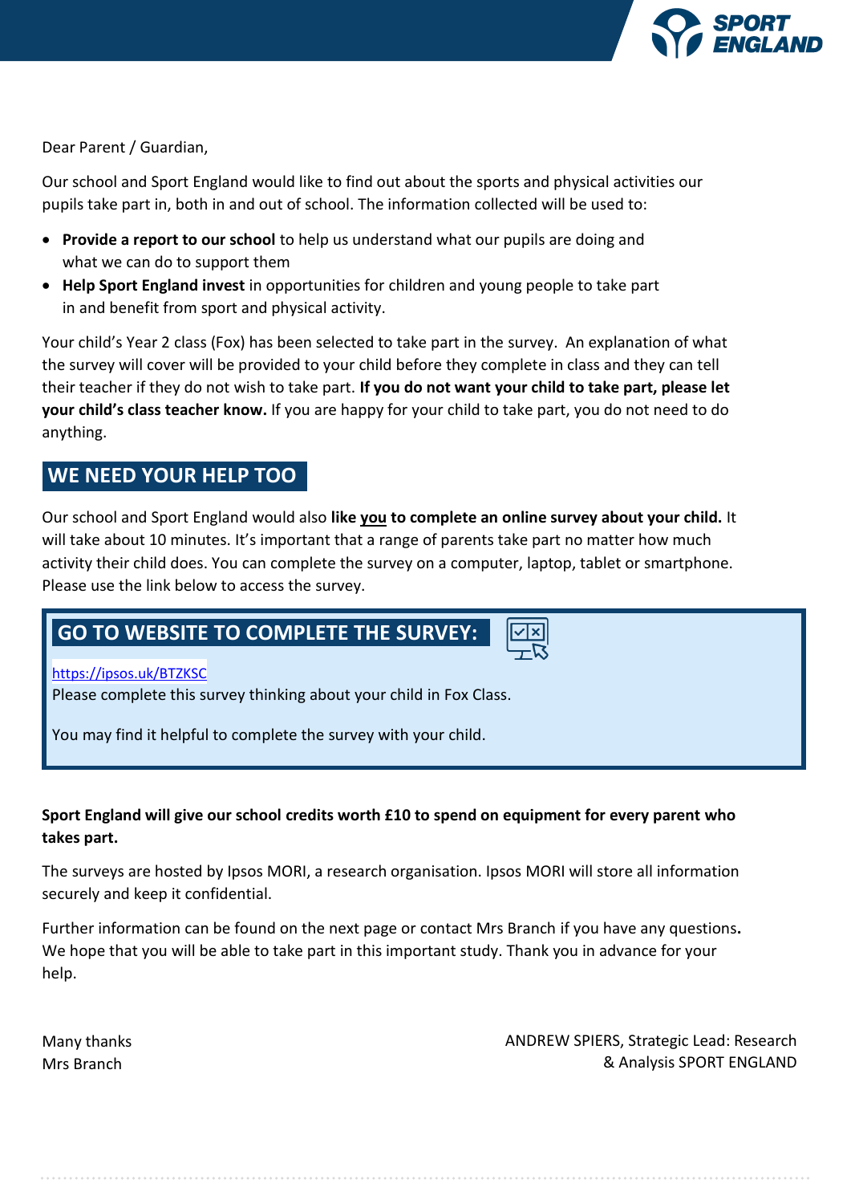Dear Parent / Guardian,

Our school and Sport England would like to find out about the sports and physical activities our pupils take part in, both in and out of school. The information collected will be used to:

- **Provide a report to our school** to help us understand what our pupils are doing and what we can do to support them
- **Help Sport England invest** in opportunities for children and young people to take part in and benefit from sport and physical activity.

Your child's Year 2 class (Fox) has been selected to take part in the survey. An explanation of what the survey will cover will be provided to your child before they complete in class and they can tell their teacher if they do not wish to take part. **If you do not want your child to take part, please let your child's class teacher know.** If you are happy for your child to take part, you do not need to do anything.

## WE NEED YOUR HELP TOO

Our school and Sport England would also **like <u>you</u> to complete an online survey about your child.** It will take about 10 minutes. It's important that a range of parents take part no matter how much activity their child does. You can complete the survey on a computer, laptop, tablet or smartphone. Please use the link below to access the survey.

## GO TO WEBSITE TO COMPLETE THE SURVEY:

https://ipsos.uk/BTZKSC

Please complete this survey thinking about your child in Fox Class.

You may find it helpful to complete the survey with your child.

**Sport England will give our school credits worth £10 to spend on equipment for every parent who takes part.**

The surveys are hosted by Ipsos MORI, a research organisation. Ipsos MORI will store all information securely and keep it confidential.

Further information can be found on the next page or contact Mrs Branch if you have any questions**.** We hope that you will be able to take part in this important study. Thank you in advance for your help.

Many thanks
Mrs Branch

ANDREW SPIERS, Strategic Lead: Research & Analysis SPORT ENGLAND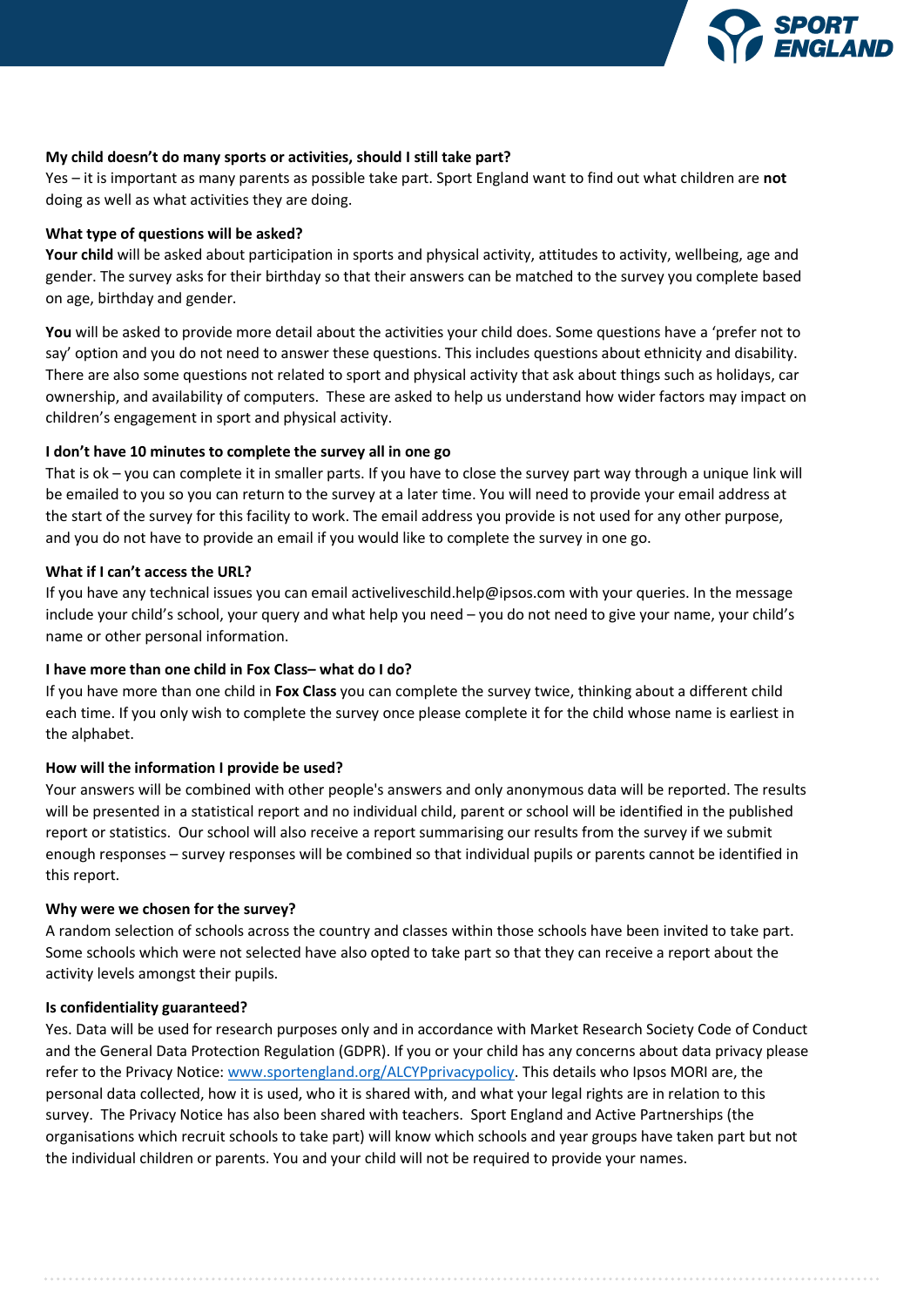**My child doesn't do many sports or activities, should I still take part?**

Yes – it is important as many parents as possible take part. Sport England want to find out what children are **not** doing as well as what activities they are doing.

**What type of questions will be asked?**

**Your child** will be asked about participation in sports and physical activity, attitudes to activity, wellbeing, age and gender. The survey asks for their birthday so that their answers can be matched to the survey you complete based on age, birthday and gender.

**You** will be asked to provide more detail about the activities your child does. Some questions have a 'prefer not to say' option and you do not need to answer these questions. This includes questions about ethnicity and disability. There are also some questions not related to sport and physical activity that ask about things such as holidays, car ownership, and availability of computers. These are asked to help us understand how wider factors may impact on children's engagement in sport and physical activity.

**I don't have 10 minutes to complete the survey all in one go**

That is ok – you can complete it in smaller parts. If you have to close the survey part way through a unique link will be emailed to you so you can return to the survey at a later time. You will need to provide your email address at the start of the survey for this facility to work. The email address you provide is not used for any other purpose, and you do not have to provide an email if you would like to complete the survey in one go.

**What if I can't access the URL?**

If you have any technical issues you can email activeliveschild.help@ipsos.com with your queries. In the message include your child's school, your query and what help you need – you do not need to give your name, your child's name or other personal information.

**I have more than one child in Fox Class– what do I do?**

If you have more than one child in **Fox Class** you can complete the survey twice, thinking about a different child each time. If you only wish to complete the survey once please complete it for the child whose name is earliest in the alphabet.

**How will the information I provide be used?**

Your answers will be combined with other people's answers and only anonymous data will be reported. The results will be presented in a statistical report and no individual child, parent or school will be identified in the published report or statistics. Our school will also receive a report summarising our results from the survey if we submit enough responses – survey responses will be combined so that individual pupils or parents cannot be identified in this report.

**Why were we chosen for the survey?**

A random selection of schools across the country and classes within those schools have been invited to take part. Some schools which were not selected have also opted to take part so that they can receive a report about the activity levels amongst their pupils.

**Is confidentiality guaranteed?**

Yes. Data will be used for research purposes only and in accordance with Market Research Society Code of Conduct and the General Data Protection Regulation (GDPR). If you or your child has any concerns about data privacy please refer to the Privacy Notice: [www.sportengland.org/ALCYPprivacypolicy](http://www.sportengland.org/ALCYPprivacypolicy). This details who Ipsos MORI are, the personal data collected, how it is used, who it is shared with, and what your legal rights are in relation to this survey. The Privacy Notice has also been shared with teachers. Sport England and Active Partnerships (the organisations which recruit schools to take part) will know which schools and year groups have taken part but not the individual children or parents. You and your child will not be required to provide your names.